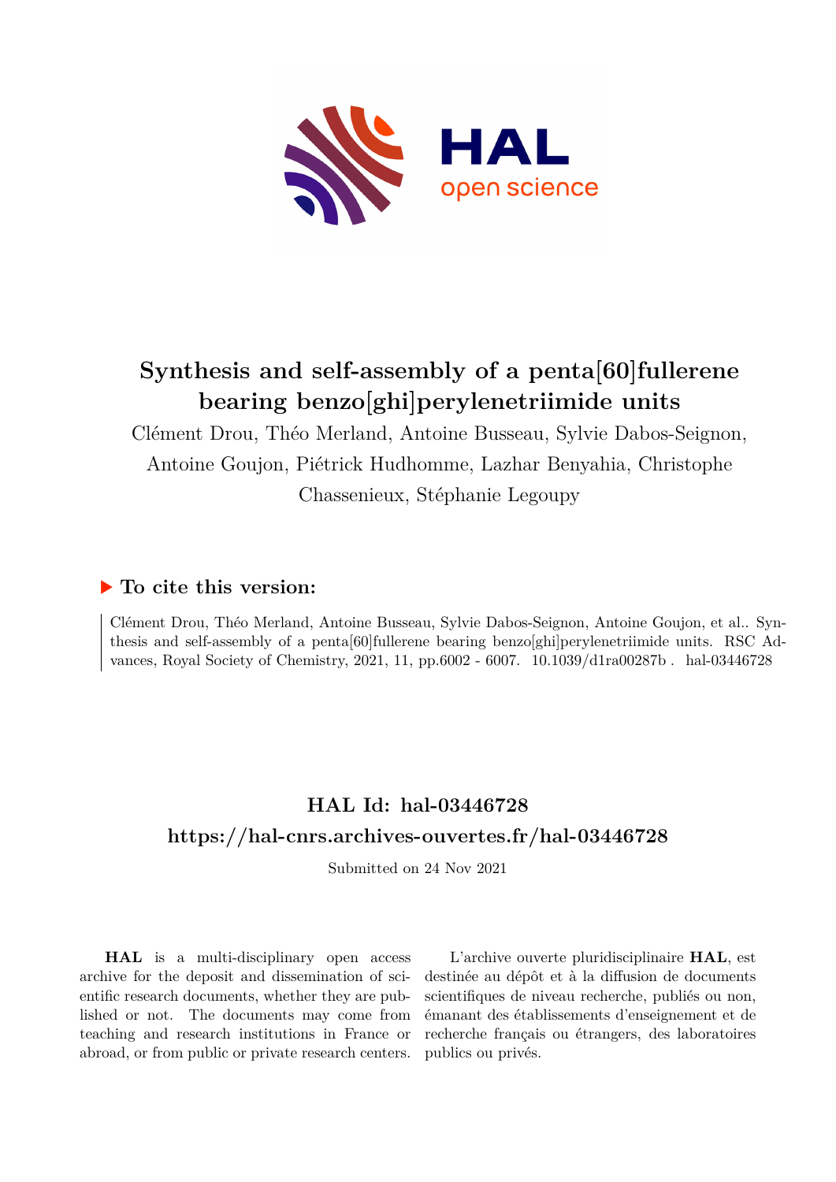# Synthesis and self-assembly of a penta[60]fullerene bearing benzo[ghi]perylenetriimide units

Clément Drou, Théo Merland, Antoine Busseau, Sylvie Dabos-Seignon, Antoine Goujon, Piétrick Hudhomme, Lazhar Benyahia, Christophe Chassenieux, Stéphanie Legoupy

## ▶ To cite this version:

Clément Drou, Théo Merland, Antoine Busseau, Sylvie Dabos-Seignon, Antoine Goujon, et al.. Synthesis and self-assembly of a penta[60]fullerene bearing benzo[ghi]perylenetriimide units. RSC Advances, Royal Society of Chemistry, 2021, 11, pp.6002 - 6007. 10.1039/d1ra00287b . hal-03446728

## HAL Id: hal-03446728

## https://hal-cnrs.archives-ouvertes.fr/hal-03446728

Submitted on 24 Nov 2021

**HAL** is a multi-disciplinary open access archive for the deposit and dissemination of scientific research documents, whether they are published or not. The documents may come from teaching and research institutions in France or abroad, or from public or private research centers.

L'archive ouverte pluridisciplinaire **HAL**, est destinée au dépôt et à la diffusion de documents scientifiques de niveau recherche, publiés ou non, émanant des établissements d'enseignement et de recherche français ou étrangers, des laboratoires publics ou privés.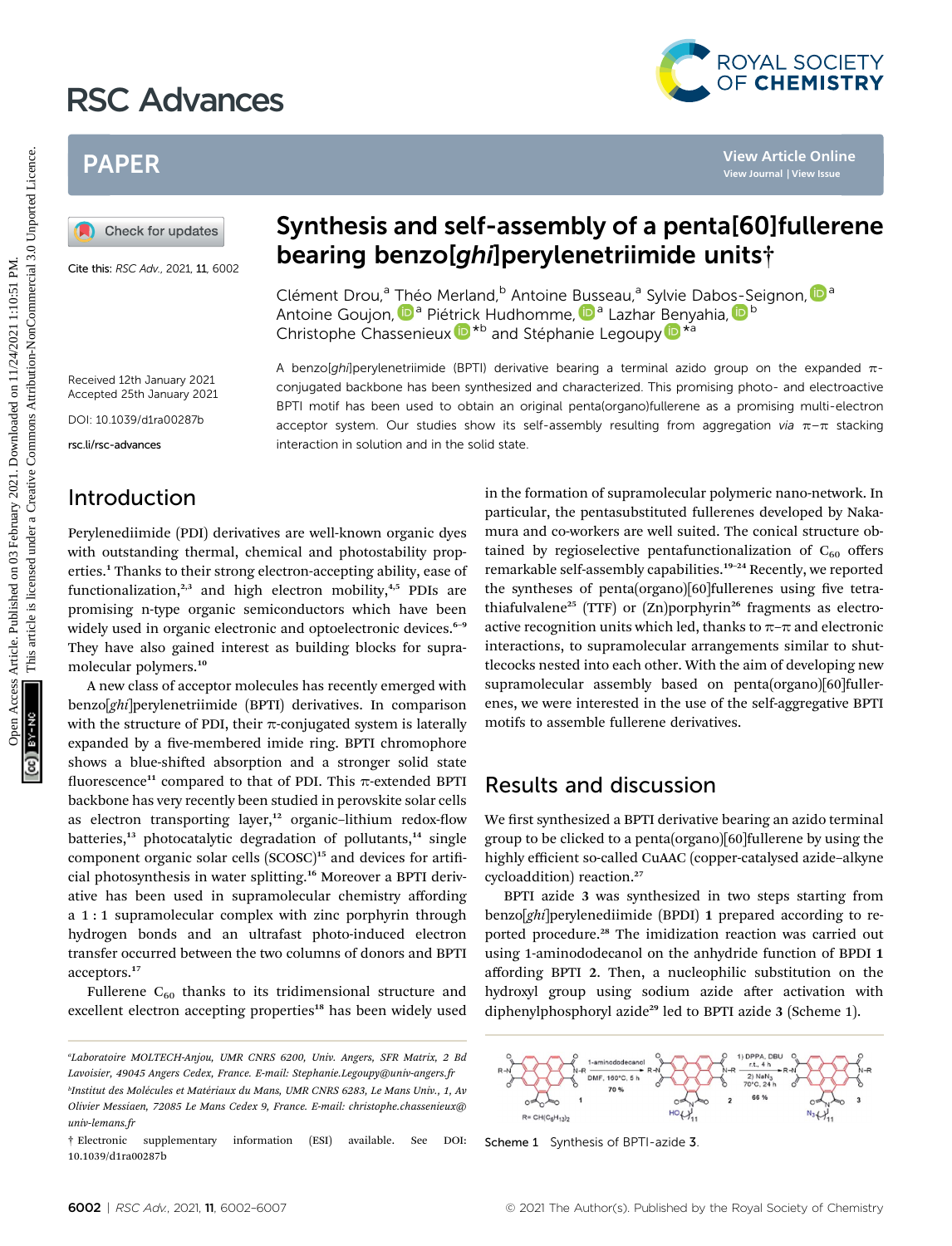# Synthesis and self-assembly of a penta[60]fullerene bearing benzo[ghi]perylenetriimide units†

Clément Drou,[a] Théo Merland,[b] Antoine Busseau,[a] Sylvie Dabos-Seignon,[a] Antoine Goujon,[a] Piétrick Hudhomme,[a] Lazhar Benyahia,[b] Christophe Chassenieux*[b] and Stéphanie Legoupy*[a]

Cite this: RSC Adv., 2021, 11, 6002

Received 12th January 2021
Accepted 25th January 2021

DOI: 10.1039/d1ra00287b

rsc.li/rsc-advances

A benzo[ghi]perylenetriimide (BPTI) derivative bearing a terminal azido group on the expanded π-conjugated backbone has been synthesized and characterized. This promising photo- and electroactive BPTI motif has been used to obtain an original penta(organo)fullerene as a promising multi-electron acceptor system. Our studies show its self-assembly resulting from aggregation *via* π–π stacking interaction in solution and in the solid state.

## Introduction

Perylenediimide (PDI) derivatives are well-known organic dyes with outstanding thermal, chemical and photostability properties.[1] Thanks to their strong electron-accepting ability, ease of functionalization,[2,3] and high electron mobility,[4,5] PDIs are promising n-type organic semiconductors which have been widely used in organic electronic and optoelectronic devices.[6–9] They have also gained interest as building blocks for supramolecular polymers.[10]

A new class of acceptor molecules has recently emerged with benzo[ghi]perylenetriimide (BPTI) derivatives. In comparison with the structure of PDI, their π-conjugated system is laterally expanded by a five-membered imide ring. BPTI chromophore shows a blue-shifted absorption and a stronger solid state fluorescence[11] compared to that of PDI. This π-extended BPTI backbone has very recently been studied in perovskite solar cells as electron transporting layer,[12] organic–lithium redox-flow batteries,[13] photocatalytic degradation of pollutants,[14] single component organic solar cells (SCOSC)[15] and devices for artificial photosynthesis in water splitting.[16] Moreover a BPTI derivative has been used in supramolecular chemistry affording a 1 : 1 supramolecular complex with zinc porphyrin through hydrogen bonds and an ultrafast photo-induced electron transfer occurred between the two columns of donors and BPTI acceptors.[17]

Fullerene $C_{60}$ thanks to its tridimensional structure and excellent electron accepting properties[18] has been widely used in the formation of supramolecular polymeric nano-network. In particular, the pentasubstituted fullerenes developed by Nakamura and co-workers are well suited. The conical structure obtained by regioselective pentafunctionalization of $C_{60}$ offers remarkable self-assembly capabilities.[19–24] Recently, we reported the syntheses of penta(organo)[60]fullerenes using five tetrathiafulvalene[25] (TTF) or (Zn)porphyrin[26] fragments as electroactive recognition units which led, thanks to π–π and electronic interactions, to supramolecular arrangements similar to shuttlecocks nested into each other. With the aim of developing new supramolecular assembly based on penta(organo)[60]fullerenes, we were interested in the use of the self-aggregative BPTI motifs to assemble fullerene derivatives.

## Results and discussion

We first synthesized a BPTI derivative bearing an azido terminal group to be clicked to a penta(organo)[60]fullerene by using the highly efficient so-called CuAAC (copper-catalysed azide–alkyne cycloaddition) reaction.[27]

BPTI azide **3** was synthesized in two steps starting from benzo[ghi]perylenediimide (BPDI) **1** prepared according to reported procedure.[28] The imidization reaction was carried out using 1-aminododecanol on the anhydride function of BPDI **1** affording BPTI **2**. Then, a nucleophilic substitution on the hydroxyl group using sodium azide after activation with diphenylphosphoryl azide[29] led to BPTI azide **3** (Scheme 1).

Scheme 1 Synthesis of BPTI-azide **3**. (Reagents: 1-aminododecanol, DMF, 100 °C, 5 h, 70 %; 1) DPPA, DBU, r.t., 4 h; 2) $NaN_3$, 70 °C, 24 h, 68 %; R = $CH(C_6H_{13})_2$)

[a] Laboratoire MOLTECH-Anjou, UMR CNRS 6200, Univ. Angers, SFR Matrix, 2 Bd Lavoisier, 49045 Angers Cedex, France. E-mail: Stephanie.Legoupy@univ-angers.fr

[b] Institut des Molécules et Matériaux du Mans, UMR CNRS 6283, Le Mans Univ., 1, Av Olivier Messiaen, 72085 Le Mans Cedex 9, France. E-mail: christophe.chassenieux@univ-lemans.fr

† Electronic supplementary information (ESI) available. See DOI: 10.1039/d1ra00287b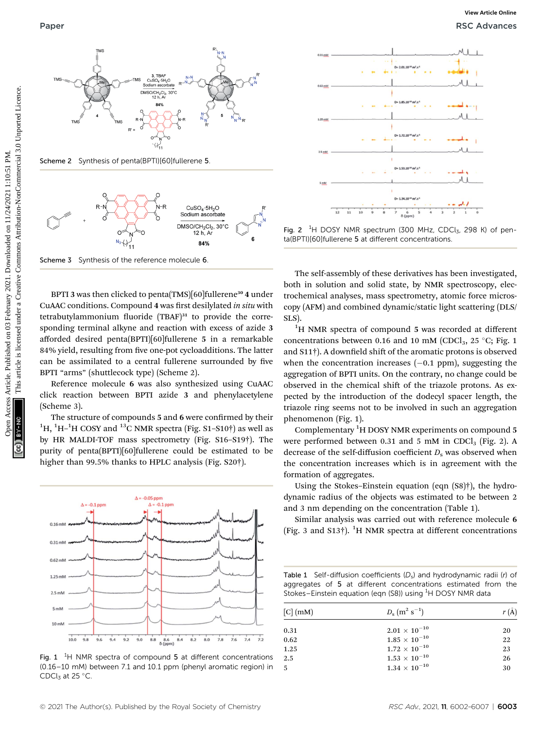Scheme 2 Synthesis of penta(BPTI)[60]fullerene **5**.

Scheme 3 Synthesis of the reference molecule **6**.

BPTI **3** was then clicked to penta(TMS)[60]fullerene[30] **4** under CuAAC conditions. Compound **4** was first desilylated *in situ* with tetrabutylammonium fluoride (TBAF)[31] to provide the corresponding terminal alkyne and reaction with excess of azide **3** afforded desired penta(BPTI)[60]fullerene **5** in a remarkable 84% yield, resulting from five one-pot cycloadditions. The latter can be assimilated to a central fullerene surrounded by five BPTI "arms" (shuttlecock type) (Scheme 2).

Reference molecule **6** was also synthesized using CuAAC click reaction between BPTI azide **3** and phenylacetylene (Scheme 3).

The structure of compounds **5** and **6** were confirmed by their $^{1}$H, $^{1}$H–$^{1}$H COSY and $^{13}$C NMR spectra (Fig. S1–S10†) as well as by HR MALDI-TOF mass spectrometry (Fig. S16–S19†). The purity of penta(BPTI)[60]fullerene could be estimated to be higher than 99.5% thanks to HPLC analysis (Fig. S20†).

Fig. 1 $^{1}$H NMR spectra of compound **5** at different concentrations (0.16–10 mM) between 7.1 and 10.1 ppm (phenyl aromatic region) in $CDCl_3$ at 25 °C.

Fig. 2 $^{1}$H DOSY NMR spectrum (300 MHz, $CDCl_3$, 298 K) of penta(BPTI)[60]fullerene **5** at different concentrations.

The self-assembly of these derivatives has been investigated, both in solution and solid state, by NMR spectroscopy, electrochemical analyses, mass spectrometry, atomic force microscopy (AFM) and combined dynamic/static light scattering (DLS/SLS).

$^{1}$H NMR spectra of compound **5** was recorded at different concentrations between 0.16 and 10 mM ($CDCl_3$, 25 °C; Fig. 1 and S11†). A downfield shift of the aromatic protons is observed when the concentration increases (−0.1 ppm), suggesting the aggregation of BPTI units. On the contrary, no change could be observed in the chemical shift of the triazole protons. As expected by the introduction of the dodecyl spacer length, the triazole ring seems not to be involved in such an aggregation phenomenon (Fig. 1).

Complementary $^{1}$H DOSY NMR experiments on compound **5** were performed between 0.31 and 5 mM in $CDCl_3$ (Fig. 2). A decrease of the self-diffusion coefficient $D_s$ was observed when the concentration increases which is in agreement with the formation of aggregates.

Using the Stokes–Einstein equation (eqn (S8)†), the hydrodynamic radius of the objects was estimated to be between 2 and 3 nm depending on the concentration (Table 1).

Similar analysis was carried out with reference molecule **6** (Fig. 3 and S13†). $^{1}$H NMR spectra at different concentrations

Table 1 Self-diffusion coefficients ($D_s$) and hydrodynamic radii ($r$) of aggregates of **5** at different concentrations estimated from the Stokes–Einstein equation (eqn (S8)) using $^{1}$H DOSY NMR data

| [C] (mM) | $D_s$ (m$^2$ s$^{-1}$) | $r$ (Å) |
|---|---|---|
| 0.31 | $2.01 \times 10^{-10}$ | 20 |
| 0.62 | $1.85 \times 10^{-10}$ | 22 |
| 1.25 | $1.72 \times 10^{-10}$ | 23 |
| 2.5 | $1.53 \times 10^{-10}$ | 26 |
| 5 | $1.34 \times 10^{-10}$ | 30 |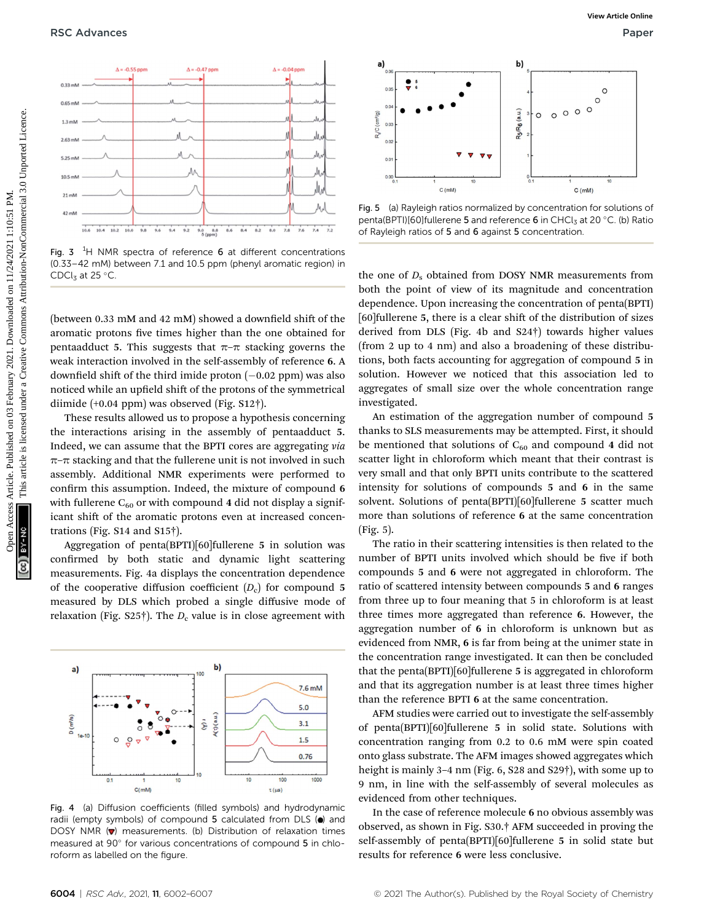Fig. 3 $^1$H NMR spectra of reference **6** at different concentrations (0.33–42 mM) between 7.1 and 10.5 ppm (phenyl aromatic region) in $CDCl_3$ at 25 °C.

(between 0.33 mM and 42 mM) showed a downfield shift of the aromatic protons five times higher than the one obtained for pentaadduct **5**. This suggests that π–π stacking governs the weak interaction involved in the self-assembly of reference **6**. A downfield shift of the third imide proton (−0.02 ppm) was also noticed while an upfield shift of the protons of the symmetrical diimide (+0.04 ppm) was observed (Fig. S12†).

These results allowed us to propose a hypothesis concerning the interactions arising in the assembly of pentaadduct **5**. Indeed, we can assume that the BPTI cores are aggregating *via* π–π stacking and that the fullerene unit is not involved in such assembly. Additional NMR experiments were performed to confirm this assumption. Indeed, the mixture of compound **6** with fullerene $C_{60}$ or with compound **4** did not display a significant shift of the aromatic protons even at increased concentrations (Fig. S14 and S15†).

Aggregation of penta(BPTI)[60]fullerene **5** in solution was confirmed by both static and dynamic light scattering measurements. Fig. 4a displays the concentration dependence of the cooperative diffusion coefficient ($D_c$) for compound **5** measured by DLS which probed a single diffusive mode of relaxation (Fig. S25†). The $D_c$ value is in close agreement with the one of $D_s$ obtained from DOSY NMR measurements from both the point of view of its magnitude and concentration dependence. Upon increasing the concentration of penta(BPTI)[60]fullerene **5**, there is a clear shift of the distribution of sizes derived from DLS (Fig. 4b and S24†) towards higher values (from 2 up to 4 nm) and also a broadening of these distributions, both facts accounting for aggregation of compound **5** in solution. However we noticed that this association led to aggregates of small size over the whole concentration range investigated.

Fig. 4 (a) Diffusion coefficients (filled symbols) and hydrodynamic radii (empty symbols) of compound **5** calculated from DLS (●) and DOSY NMR (▼) measurements. (b) Distribution of relaxation times measured at 90° for various concentrations of compound **5** in chloroform as labelled on the figure.

Fig. 5 (a) Rayleigh ratios normalized by concentration for solutions of penta(BPTI)[60]fullerene **5** and reference **6** in $CHCl_3$ at 20 °C. (b) Ratio of Rayleigh ratios of **5** and **6** against **5** concentration.

An estimation of the aggregation number of compound **5** thanks to SLS measurements may be attempted. First, it should be mentioned that solutions of $C_{60}$ and compound **4** did not scatter light in chloroform which meant that their contrast is very small and that only BPTI units contribute to the scattered intensity for solutions of compounds **5** and **6** in the same solvent. Solutions of penta(BPTI)[60]fullerene **5** scatter much more than solutions of reference **6** at the same concentration (Fig. 5).

The ratio in their scattering intensities is then related to the number of BPTI units involved which should be five if both compounds **5** and **6** were not aggregated in chloroform. The ratio of scattered intensity between compounds **5** and **6** ranges from three up to four meaning that **5** in chloroform is at least three times more aggregated than reference **6**. However, the aggregation number of **6** in chloroform is unknown but as evidenced from NMR, **6** is far from being at the unimer state in the concentration range investigated. It can then be concluded that the penta(BPTI)[60]fullerene **5** is aggregated in chloroform and that its aggregation number is at least three times higher than the reference BPTI **6** at the same concentration.

AFM studies were carried out to investigate the self-assembly of penta(BPTI)[60]fullerene **5** in solid state. Solutions with concentration ranging from 0.2 to 0.6 mM were spin coated onto glass substrate. The AFM images showed aggregates which height is mainly 3–4 nm (Fig. 6, S28 and S29†), with some up to 9 nm, in line with the self-assembly of several molecules as evidenced from other techniques.

In the case of reference molecule **6** no obvious assembly was observed, as shown in Fig. S30.† AFM succeeded in proving the self-assembly of penta(BPTI)[60]fullerene **5** in solid state but results for reference **6** were less conclusive.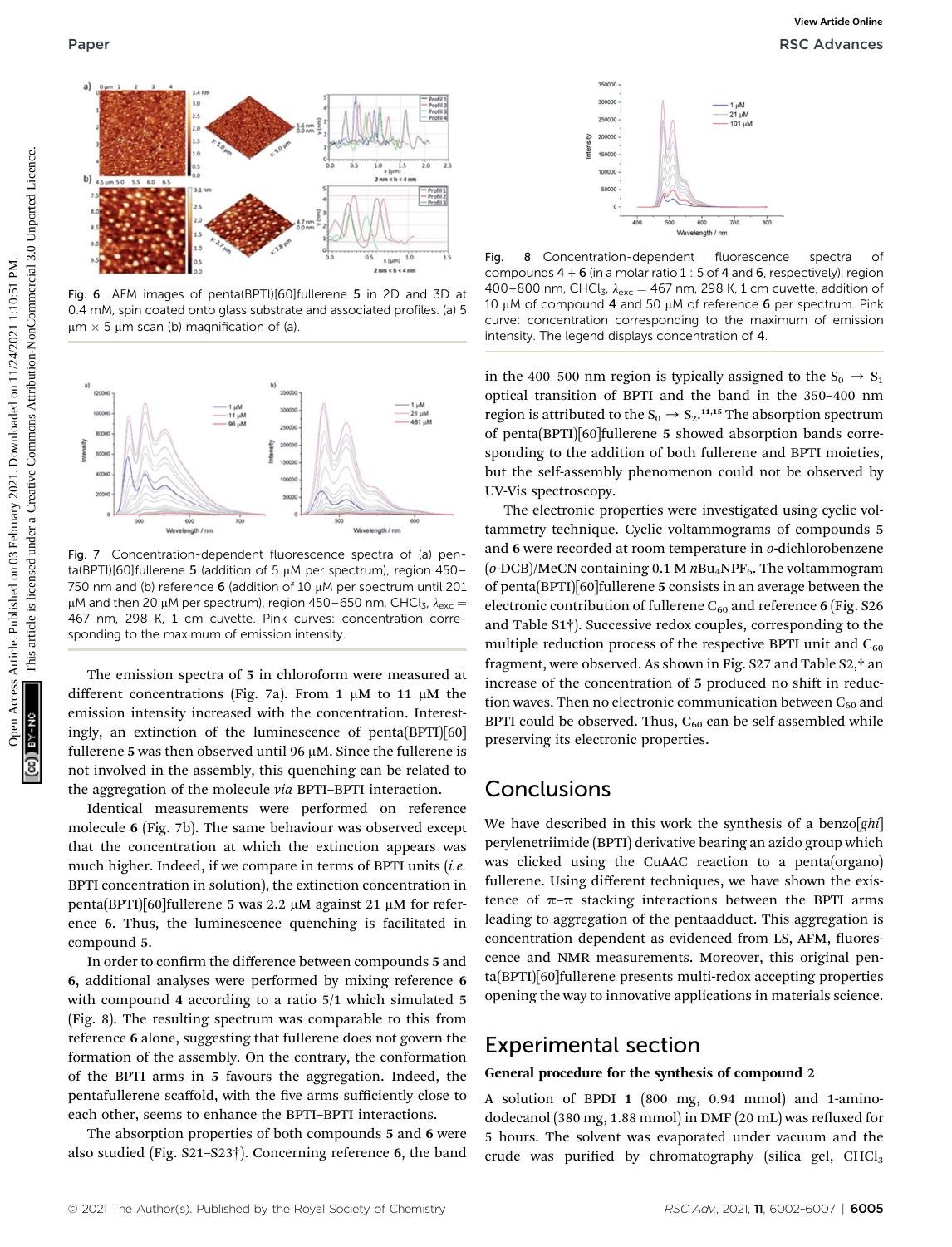Fig. 6 AFM images of penta(BPTI)[60]fullerene **5** in 2D and 3D at 0.4 mM, spin coated onto glass substrate and associated profiles. (a) 5 μm × 5 μm scan (b) magnification of (a).

Fig. 7 Concentration-dependent fluorescence spectra of (a) penta(BPTI)[60]fullerene **5** (addition of 5 μM per spectrum), region 450–750 nm and (b) reference **6** (addition of 10 μM per spectrum until 201 μM and then 20 μM per spectrum), region 450–650 nm, $CHCl_3$, $\lambda_{exc}$ = 467 nm, 298 K, 1 cm cuvette. Pink curves: concentration corresponding to the maximum of emission intensity.

The emission spectra of **5** in chloroform were measured at different concentrations (Fig. 7a). From 1 μM to 11 μM the emission intensity increased with the concentration. Interestingly, an extinction of the luminescence of penta(BPTI)[60]fullerene **5** was then observed until 96 μM. Since the fullerene is not involved in the assembly, this quenching can be related to the aggregation of the molecule *via* BPTI–BPTI interaction.

Identical measurements were performed on reference molecule **6** (Fig. 7b). The same behaviour was observed except that the concentration at which the extinction appears was much higher. Indeed, if we compare in terms of BPTI units (*i.e.* BPTI concentration in solution), the extinction concentration in penta(BPTI)[60]fullerene **5** was 2.2 μM against 21 μM for reference **6**. Thus, the luminescence quenching is facilitated in compound **5**.

In order to confirm the difference between compounds **5** and **6**, additional analyses were performed by mixing reference **6** with compound **4** according to a ratio 5/1 which simulated **5** (Fig. 8). The resulting spectrum was comparable to this from reference **6** alone, suggesting that fullerene does not govern the formation of the assembly. On the contrary, the conformation of the BPTI arms in **5** favours the aggregation. Indeed, the pentafullerene scaffold, with the five arms sufficiently close to each other, seems to enhance the BPTI–BPTI interactions.

The absorption properties of both compounds **5** and **6** were also studied (Fig. S21–S23†). Concerning reference **6**, the band

Fig. 8 Concentration-dependent fluorescence spectra of compounds **4** + **6** (in a molar ratio 1 : 5 of **4** and **6**, respectively), region 400–800 nm, $CHCl_3$, $\lambda_{exc}$ = 467 nm, 298 K, 1 cm cuvette, addition of 10 μM of compound **4** and 50 μM of reference **6** per spectrum. Pink curve: concentration corresponding to the maximum of emission intensity. The legend displays concentration of **4**.

in the 400–500 nm region is typically assigned to the $S_0 \rightarrow S_1$ optical transition of BPTI and the band in the 350–400 nm region is attributed to the $S_0 \rightarrow S_2$.[11,15] The absorption spectrum of penta(BPTI)[60]fullerene **5** showed absorption bands corresponding to the addition of both fullerene and BPTI moieties, but the self-assembly phenomenon could not be observed by UV-Vis spectroscopy.

The electronic properties were investigated using cyclic voltammetry technique. Cyclic voltammograms of compounds **5** and **6** were recorded at room temperature in *o*-dichlorobenzene (*o*-DCB)/MeCN containing 0.1 M $nBu_4NPF_6$. The voltammogram of penta(BPTI)[60]fullerene **5** consists in an average between the electronic contribution of fullerene $C_{60}$ and reference **6** (Fig. S26 and Table S1†). Successive redox couples, corresponding to the multiple reduction process of the respective BPTI unit and $C_{60}$ fragment, were observed. As shown in Fig. S27 and Table S2,† an increase of the concentration of **5** produced no shift in reduction waves. Then no electronic communication between $C_{60}$ and BPTI could be observed. Thus, $C_{60}$ can be self-assembled while preserving its electronic properties.

## Conclusions

We have described in this work the synthesis of a benzo[*ghi*]perylenetriimide (BPTI) derivative bearing an azido group which was clicked using the CuAAC reaction to a penta(organo)fullerene. Using different techniques, we have shown the existence of π–π stacking interactions between the BPTI arms leading to aggregation of the pentaadduct. This aggregation is concentration dependent as evidenced from LS, AFM, fluorescence and NMR measurements. Moreover, this original penta(BPTI)[60]fullerene presents multi-redox accepting properties opening the way to innovative applications in materials science.

## Experimental section

### General procedure for the synthesis of compound 2

A solution of BPDI **1** (800 mg, 0.94 mmol) and 1-aminododecanol (380 mg, 1.88 mmol) in DMF (20 mL) was refluxed for 5 hours. The solvent was evaporated under vacuum and the crude was purified by chromatography (silica gel, $CHCl_3$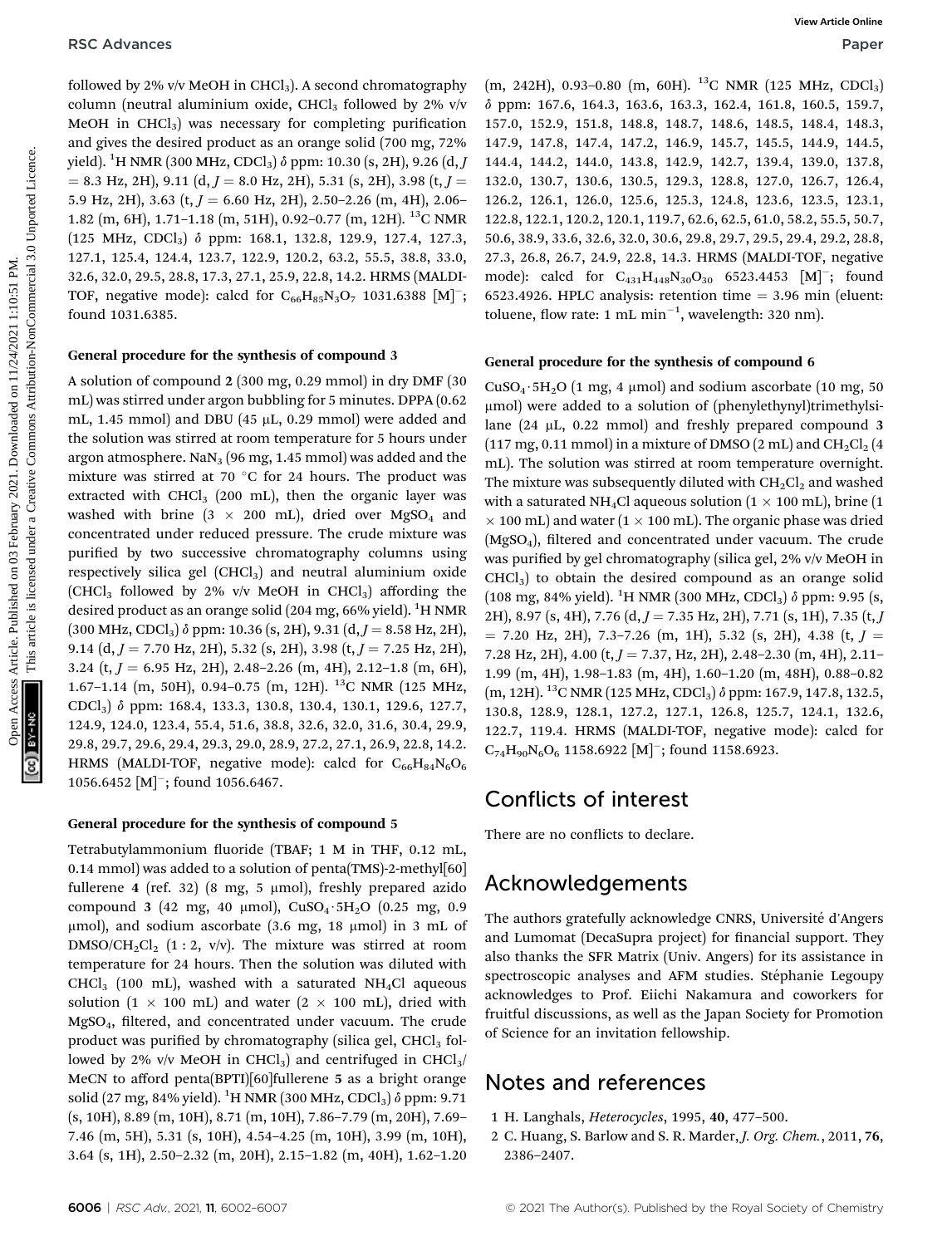followed by 2% v/v MeOH in $CHCl_3$). A second chromatography column (neutral aluminium oxide, $CHCl_3$ followed by 2% v/v MeOH in $CHCl_3$) was necessary for completing purification and gives the desired product as an orange solid (700 mg, 72% yield). $^1$H NMR (300 MHz, $CDCl_3$) δ ppm: 10.30 (s, 2H), 9.26 (d, $J$ = 8.3 Hz, 2H), 9.11 (d, $J$ = 8.0 Hz, 2H), 5.31 (s, 2H), 3.98 (t, $J$ = 5.9 Hz, 2H), 3.63 (t, $J$ = 6.60 Hz, 2H), 2.50–2.26 (m, 4H), 2.06–1.82 (m, 6H), 1.71–1.18 (m, 51H), 0.92–0.77 (m, 12H). $^{13}$C NMR (125 MHz, $CDCl_3$) δ ppm: 168.1, 132.8, 129.9, 127.4, 127.3, 127.1, 125.4, 124.4, 123.7, 122.9, 120.2, 63.2, 55.5, 38.8, 33.0, 32.6, 32.0, 29.5, 28.8, 17.3, 27.1, 25.9, 22.8, 14.2. HRMS (MALDI-TOF, negative mode): calcd for $C_{66}H_{85}N_3O_7$ 1031.6388 [M]$^-$; found 1031.6385.

### General procedure for the synthesis of compound 3

A solution of compound **2** (300 mg, 0.29 mmol) in dry DMF (30 mL) was stirred under argon bubbling for 5 minutes. DPPA (0.62 mL, 1.45 mmol) and DBU (45 μL, 0.29 mmol) were added and the solution was stirred at room temperature for 5 hours under argon atmosphere. $NaN_3$ (96 mg, 1.45 mmol) was added and the mixture was stirred at 70 °C for 24 hours. The product was extracted with $CHCl_3$ (200 mL), then the organic layer was washed with brine (3 × 200 mL), dried over $MgSO_4$ and concentrated under reduced pressure. The crude mixture was purified by two successive chromatography columns using respectively silica gel ($CHCl_3$) and neutral aluminium oxide ($CHCl_3$ followed by 2% v/v MeOH in $CHCl_3$) affording the desired product as an orange solid (204 mg, 66% yield). $^1$H NMR (300 MHz, $CDCl_3$) δ ppm: 10.36 (s, 2H), 9.31 (d, $J$ = 8.58 Hz, 2H), 9.14 (d, $J$ = 7.70 Hz, 2H), 5.32 (s, 2H), 3.98 (t, $J$ = 7.25 Hz, 2H), 3.24 (t, $J$ = 6.95 Hz, 2H), 2.48–2.26 (m, 4H), 2.12–1.8 (m, 6H), 1.67–1.14 (m, 50H), 0.94–0.75 (m, 12H). $^{13}$C NMR (125 MHz, $CDCl_3$) δ ppm: 168.4, 133.3, 130.8, 130.4, 130.1, 129.6, 127.7, 124.9, 124.0, 123.4, 55.4, 51.6, 38.8, 32.6, 32.0, 31.6, 30.4, 29.9, 29.8, 29.7, 29.6, 29.4, 29.3, 29.0, 28.9, 27.2, 27.1, 26.9, 22.8, 14.2. HRMS (MALDI-TOF, negative mode): calcd for $C_{66}H_{84}N_6O_6$ 1056.6452 [M]$^-$; found 1056.6467.

### General procedure for the synthesis of compound 5

Tetrabutylammonium fluoride (TBAF; 1 M in THF, 0.12 mL, 0.14 mmol) was added to a solution of penta(TMS)-2-methyl[60] fullerene **4** (ref. 32) (8 mg, 5 μmol), freshly prepared azido compound **3** (42 mg, 40 μmol), $CuSO_4\cdot5H_2O$ (0.25 mg, 0.9 μmol), and sodium ascorbate (3.6 mg, 18 μmol) in 3 mL of DMSO/$CH_2Cl_2$ (1 : 2, v/v). The mixture was stirred at room temperature for 24 hours. Then the solution was diluted with $CHCl_3$ (100 mL), washed with a saturated $NH_4Cl$ aqueous solution (1 × 100 mL) and water (2 × 100 mL), dried with $MgSO_4$, filtered, and concentrated under vacuum. The crude product was purified by chromatography (silica gel, $CHCl_3$ followed by 2% v/v MeOH in $CHCl_3$) and centrifuged in $CHCl_3$/MeCN to afford penta(BPTI)[60]fullerene **5** as a bright orange solid (27 mg, 84% yield). $^1$H NMR (300 MHz, $CDCl_3$) δ ppm: 9.71 (s, 10H), 8.89 (m, 10H), 8.71 (m, 10H), 7.86–7.79 (m, 20H), 7.69–7.46 (m, 5H), 5.31 (s, 10H), 4.54–4.25 (m, 10H), 3.99 (m, 10H), 3.64 (s, 1H), 2.50–2.32 (m, 20H), 2.15–1.82 (m, 40H), 1.62–1.20 (m, 242H), 0.93–0.80 (m, 60H). $^{13}$C NMR (125 MHz, $CDCl_3$) δ ppm: 167.6, 164.3, 163.6, 163.3, 162.4, 161.8, 160.5, 159.7, 157.0, 152.9, 151.8, 148.8, 148.7, 148.6, 148.5, 148.4, 148.3, 147.9, 147.8, 147.4, 147.2, 146.9, 145.7, 145.5, 144.9, 144.5, 144.4, 144.2, 144.0, 143.8, 142.9, 142.7, 139.4, 139.0, 137.8, 132.0, 130.7, 130.6, 130.5, 129.3, 128.8, 127.0, 126.7, 126.4, 126.2, 126.1, 126.0, 125.6, 125.3, 124.8, 123.6, 123.5, 123.1, 122.8, 122.1, 120.2, 120.1, 119.7, 62.6, 62.5, 61.0, 58.2, 55.5, 50.7, 50.6, 38.9, 33.6, 32.6, 32.0, 30.6, 29.8, 29.7, 29.5, 29.4, 29.2, 28.8, 27.3, 26.8, 26.7, 24.9, 22.8, 14.3. HRMS (MALDI-TOF, negative mode): calcd for $C_{431}H_{448}N_{30}O_{30}$ 6523.4453 [M]$^-$; found 6523.4926. HPLC analysis: retention time = 3.96 min (eluent: toluene, flow rate: 1 mL min$^{-1}$, wavelength: 320 nm).

### General procedure for the synthesis of compound 6

$CuSO_4\cdot5H_2O$ (1 mg, 4 μmol) and sodium ascorbate (10 mg, 50 μmol) were added to a solution of (phenylethynyl)trimethylsilane (24 μL, 0.22 mmol) and freshly prepared compound **3** (117 mg, 0.11 mmol) in a mixture of DMSO (2 mL) and $CH_2Cl_2$ (4 mL). The solution was stirred at room temperature overnight. The mixture was subsequently diluted with $CH_2Cl_2$ and washed with a saturated $NH_4Cl$ aqueous solution (1 × 100 mL), brine (1 × 100 mL) and water (1 × 100 mL). The organic phase was dried ($MgSO_4$), filtered and concentrated under vacuum. The crude was purified by gel chromatography (silica gel, 2% v/v MeOH in $CHCl_3$) to obtain the desired compound as an orange solid (108 mg, 84% yield). $^1$H NMR (300 MHz, $CDCl_3$) δ ppm: 9.95 (s, 2H), 8.97 (s, 4H), 7.76 (d, $J$ = 7.35 Hz, 2H), 7.71 (s, 1H), 7.35 (t, $J$ = 7.20 Hz, 2H), 7.3–7.26 (m, 1H), 5.32 (s, 2H), 4.38 (t, $J$ = 7.28 Hz, 2H), 4.00 (t, $J$ = 7.37, Hz, 2H), 2.48–2.30 (m, 4H), 2.11–1.99 (m, 4H), 1.98–1.83 (m, 4H), 1.60–1.20 (m, 48H), 0.88–0.82 (m, 12H). $^{13}$C NMR (125 MHz, $CDCl_3$) δ ppm: 167.9, 147.8, 132.5, 130.8, 128.9, 128.1, 127.2, 127.1, 126.8, 125.7, 124.1, 132.6, 122.7, 119.4. HRMS (MALDI-TOF, negative mode): calcd for $C_{74}H_{90}N_6O_6$ 1158.6922 [M]$^-$; found 1158.6923.

## Conflicts of interest

There are no conflicts to declare.

## Acknowledgements

The authors gratefully acknowledge CNRS, Université d'Angers and Lumomat (DecaSupra project) for financial support. They also thanks the SFR Matrix (Univ. Angers) for its assistance in spectroscopic analyses and AFM studies. Stéphanie Legoupy acknowledges to Prof. Eiichi Nakamura and coworkers for fruitful discussions, as well as the Japan Society for Promotion of Science for an invitation fellowship.

## Notes and references

1 H. Langhals, *Heterocycles*, 1995, **40**, 477–500.

2 C. Huang, S. Barlow and S. R. Marder, *J. Org. Chem.*, 2011, **76**, 2386–2407.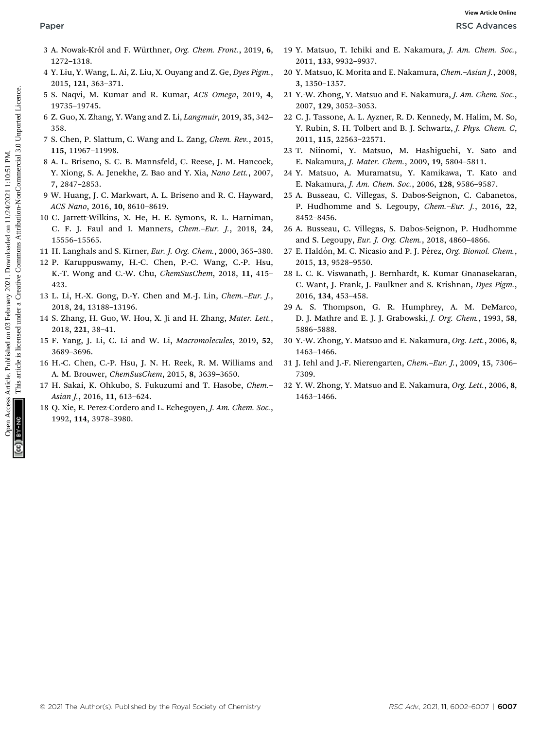3 A. Nowak-Król and F. Würthner, *Org. Chem. Front.*, 2019, **6**, 1272–1318.

4 Y. Liu, Y. Wang, L. Ai, Z. Liu, X. Ouyang and Z. Ge, *Dyes Pigm.*, 2015, **121**, 363–371.

5 S. Naqvi, M. Kumar and R. Kumar, *ACS Omega*, 2019, **4**, 19735–19745.

6 Z. Guo, X. Zhang, Y. Wang and Z. Li, *Langmuir*, 2019, **35**, 342–358.

7 S. Chen, P. Slattum, C. Wang and L. Zang, *Chem. Rev.*, 2015, **115**, 11967–11998.

8 A. L. Briseno, S. C. B. Mannsfeld, C. Reese, J. M. Hancock, Y. Xiong, S. A. Jenekhe, Z. Bao and Y. Xia, *Nano Lett.*, 2007, **7**, 2847–2853.

9 W. Huang, J. C. Markwart, A. L. Briseno and R. C. Hayward, *ACS Nano*, 2016, **10**, 8610–8619.

10 C. Jarrett-Wilkins, X. He, H. E. Symons, R. L. Harniman, C. F. J. Faul and I. Manners, *Chem.–Eur. J.*, 2018, **24**, 15556–15565.

11 H. Langhals and S. Kirner, *Eur. J. Org. Chem.*, 2000, 365–380.

12 P. Karuppuswamy, H.-C. Chen, P.-C. Wang, C.-P. Hsu, K.-T. Wong and C.-W. Chu, *ChemSusChem*, 2018, **11**, 415–423.

13 L. Li, H.-X. Gong, D.-Y. Chen and M.-J. Lin, *Chem.–Eur. J.*, 2018, **24**, 13188–13196.

14 S. Zhang, H. Guo, W. Hou, X. Ji and H. Zhang, *Mater. Lett.*, 2018, **221**, 38–41.

15 F. Yang, J. Li, C. Li and W. Li, *Macromolecules*, 2019, **52**, 3689–3696.

16 H.-C. Chen, C.-P. Hsu, J. N. H. Reek, R. M. Williams and A. M. Brouwer, *ChemSusChem*, 2015, **8**, 3639–3650.

17 H. Sakai, K. Ohkubo, S. Fukuzumi and T. Hasobe, *Chem.–Asian J.*, 2016, **11**, 613–624.

18 Q. Xie, E. Perez-Cordero and L. Echegoyen, *J. Am. Chem. Soc.*, 1992, **114**, 3978–3980.

19 Y. Matsuo, T. Ichiki and E. Nakamura, *J. Am. Chem. Soc.*, 2011, **133**, 9932–9937.

20 Y. Matsuo, K. Morita and E. Nakamura, *Chem.–Asian J.*, 2008, **3**, 1350–1357.

21 Y.-W. Zhong, Y. Matsuo and E. Nakamura, *J. Am. Chem. Soc.*, 2007, **129**, 3052–3053.

22 C. J. Tassone, A. L. Ayzner, R. D. Kennedy, M. Halim, M. So, Y. Rubin, S. H. Tolbert and B. J. Schwartz, *J. Phys. Chem. C*, 2011, **115**, 22563–22571.

23 T. Niinomi, Y. Matsuo, M. Hashiguchi, Y. Sato and E. Nakamura, *J. Mater. Chem.*, 2009, **19**, 5804–5811.

24 Y. Matsuo, A. Muramatsu, Y. Kamikawa, T. Kato and E. Nakamura, *J. Am. Chem. Soc.*, 2006, **128**, 9586–9587.

25 A. Busseau, C. Villegas, S. Dabos-Seignon, C. Cabanetos, P. Hudhomme and S. Legoupy, *Chem.–Eur. J.*, 2016, **22**, 8452–8456.

26 A. Busseau, C. Villegas, S. Dabos-Seignon, P. Hudhomme and S. Legoupy, *Eur. J. Org. Chem.*, 2018, 4860–4866.

27 E. Haldón, M. C. Nicasio and P. J. Pérez, *Org. Biomol. Chem.*, 2015, **13**, 9528–9550.

28 L. C. K. Viswanath, J. Bernhardt, K. Kumar Gnanasekaran, C. Want, J. Frank, J. Faulkner and S. Krishnan, *Dyes Pigm.*, 2016, **134**, 453–458.

29 A. S. Thompson, G. R. Humphrey, A. M. DeMarco, D. J. Mathre and E. J. J. Grabowski, *J. Org. Chem.*, 1993, **58**, 5886–5888.

30 Y.-W. Zhong, Y. Matsuo and E. Nakamura, *Org. Lett.*, 2006, **8**, 1463–1466.

31 J. Iehl and J.-F. Nierengarten, *Chem.–Eur. J.*, 2009, **15**, 7306–7309.

32 Y. W. Zhong, Y. Matsuo and E. Nakamura, *Org. Lett.*, 2006, **8**, 1463–1466.